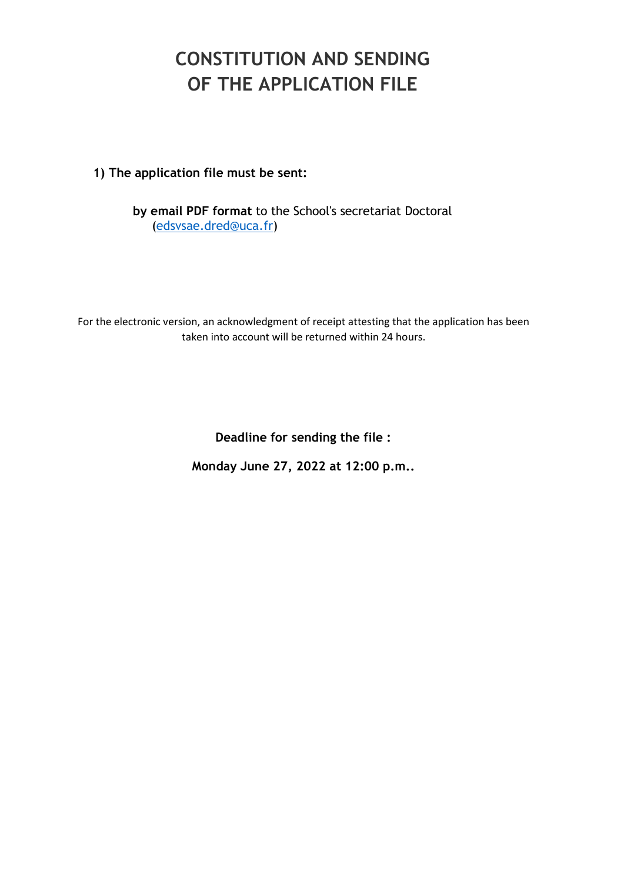# CONSTITUTION AND SENDING OF THE APPLICATION FILE

**1) The application file must be sent:**

**by email PDF format** to the School's secretariat Doctoral (edsvsae.dred@uca.fr)

For the electronic version, an acknowledgment of receipt attesting that the application has been taken into account will be returned within 24 hours.

**Deadline for sending the file :**

**Monday June 27, 2022 at 12:00 p.m..**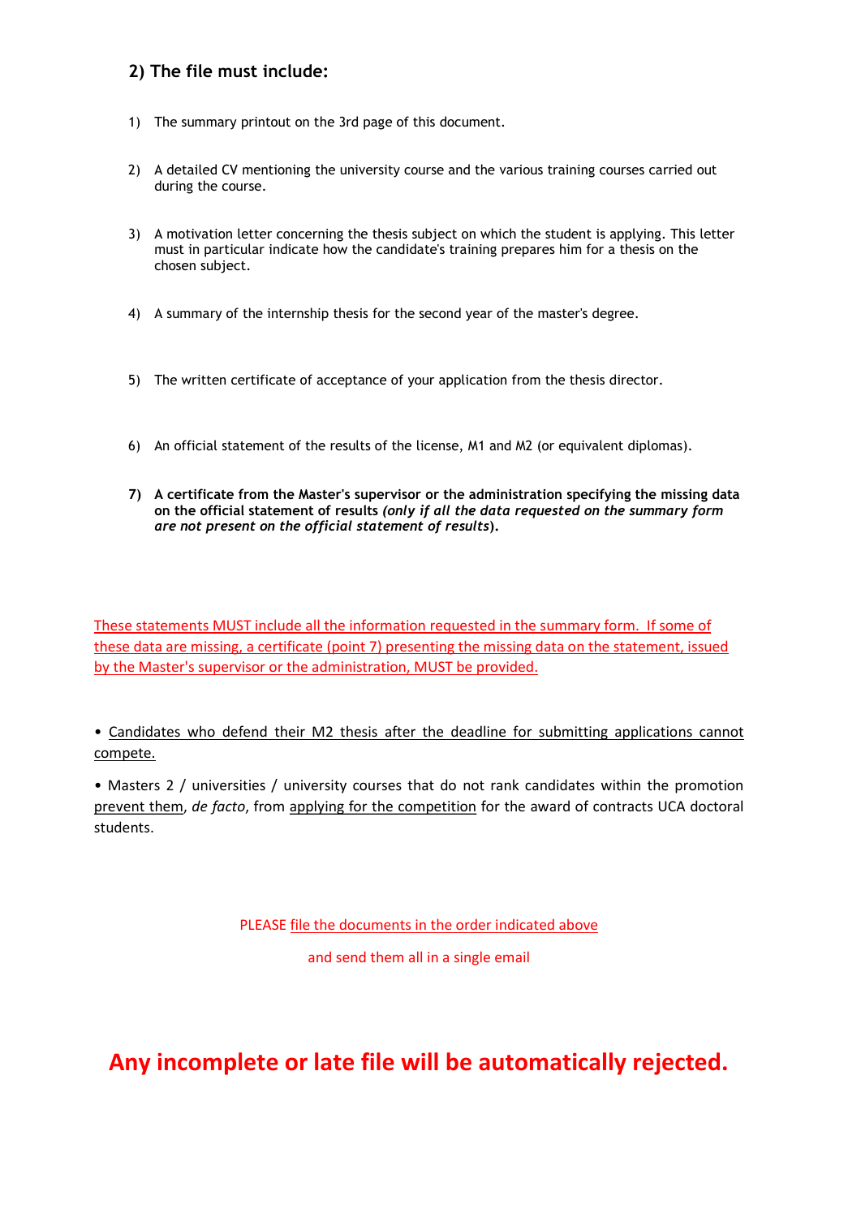## 2) The file must include:

1) The summary printout on the 3rd page of this document.

2) A detailed CV mentioning the university course and the various training courses carried out during the course.

3) A motivation letter concerning the thesis subject on which the student is applying. This letter must in particular indicate how the candidate's training prepares him for a thesis on the chosen subject.

4) A summary of the internship thesis for the second year of the master's degree.

5) The written certificate of acceptance of your application from the thesis director.

6) An official statement of the results of the license, M1 and M2 (or equivalent diplomas).

7) **A certificate from the Master's supervisor or the administration specifying the missing data on the official statement of results *(only if all the data requested on the summary form are not present on the official statement of results)*.**

These statements MUST include all the information requested in the summary form. If some of these data are missing, a certificate (point 7) presenting the missing data on the statement, issued by the Master's supervisor or the administration, MUST be provided.

• Candidates who defend their M2 thesis after the deadline for submitting applications cannot compete.

• Masters 2 / universities / university courses that do not rank candidates within the promotion prevent them, *de facto*, from applying for the competition for the award of contracts UCA doctoral students.

PLEASE file the documents in the order indicated above

and send them all in a single email

## **Any incomplete or late file will be automatically rejected.**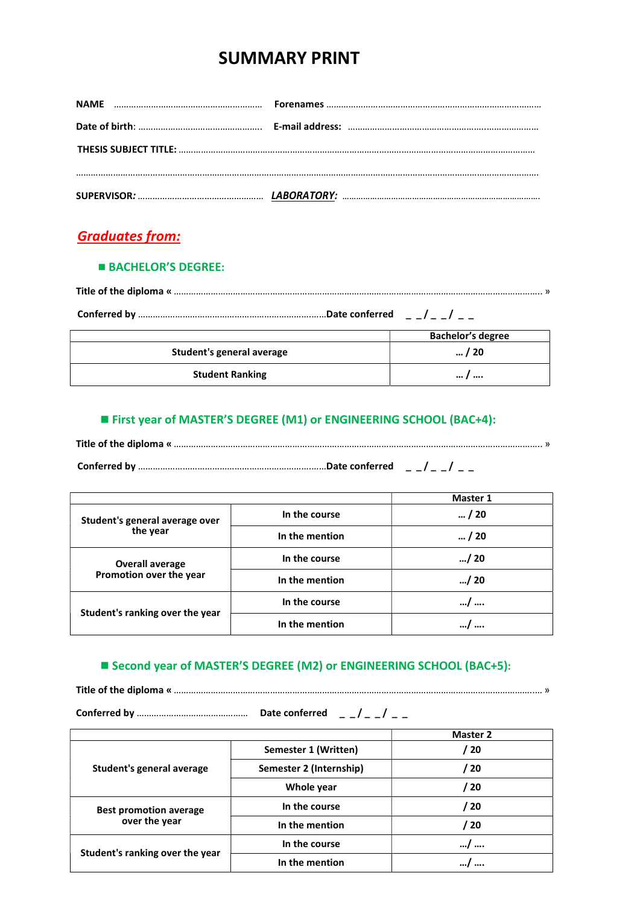# SUMMARY PRINT

**NAME** ………………………………………………… **Forenames** ……………………………………………………………………………

**Date of birth**: ………………………………………….. **E-mail address:** …………………………………………………………………

**THESIS SUBJECT TITLE:** ……………………………………………………………………………………………………………………

……………………………………………………………………………………………………………………………………………………

**SUPERVISOR:** …………………………………………… ***LABORATORY:*** ……………………………………………………………

## ***Graduates from:***

### ■ BACHELOR'S DEGREE:

**Title of the diploma «** ……………………………………………………………………………………………………………… **»**

**Conferred by** ……………………………………………………………… **Date conferred** _ _ / _ _ / _ _

| | Bachelor's degree |
|---|---|
| **Student's general average** | **… / 20** |
| **Student Ranking** | **… / ….** |

### ■ First year of MASTER'S DEGREE (M1) or ENGINEERING SCHOOL (BAC+4):

**Title of the diploma «** ……………………………………………………………………………………………………………… **»**

**Conferred by** ……………………………………………………………… **Date conferred** _ _ / _ _ / _ _

| | | Master 1 |
|---|---|---|
| **Student's general average over the year** | **In the course** | **… / 20** |
| | **In the mention** | **… / 20** |
| **Overall average Promotion over the year** | **In the course** | **…/ 20** |
| | **In the mention** | **…/ 20** |
| **Student's ranking over the year** | **In the course** | **…/ ….** |
| | **In the mention** | **…/ ….** |

### ■ Second year of MASTER'S DEGREE (M2) or ENGINEERING SCHOOL (BAC+5):

**Title of the diploma «** ……………………………………………………………………………………………………………… **»**

**Conferred by** ……………………………………… **Date conferred** _ _ / _ _ / _ _

| | | Master 2 |
|---|---|---|
| **Student's general average** | **Semester 1 (Written)** | **/ 20** |
| | **Semester 2 (Internship)** | **/ 20** |
| | **Whole year** | **/ 20** |
| **Best promotion average over the year** | **In the course** | **/ 20** |
| | **In the mention** | **/ 20** |
| **Student's ranking over the year** | **In the course** | **…/ ….** |
| | **In the mention** | **…/ ….** |